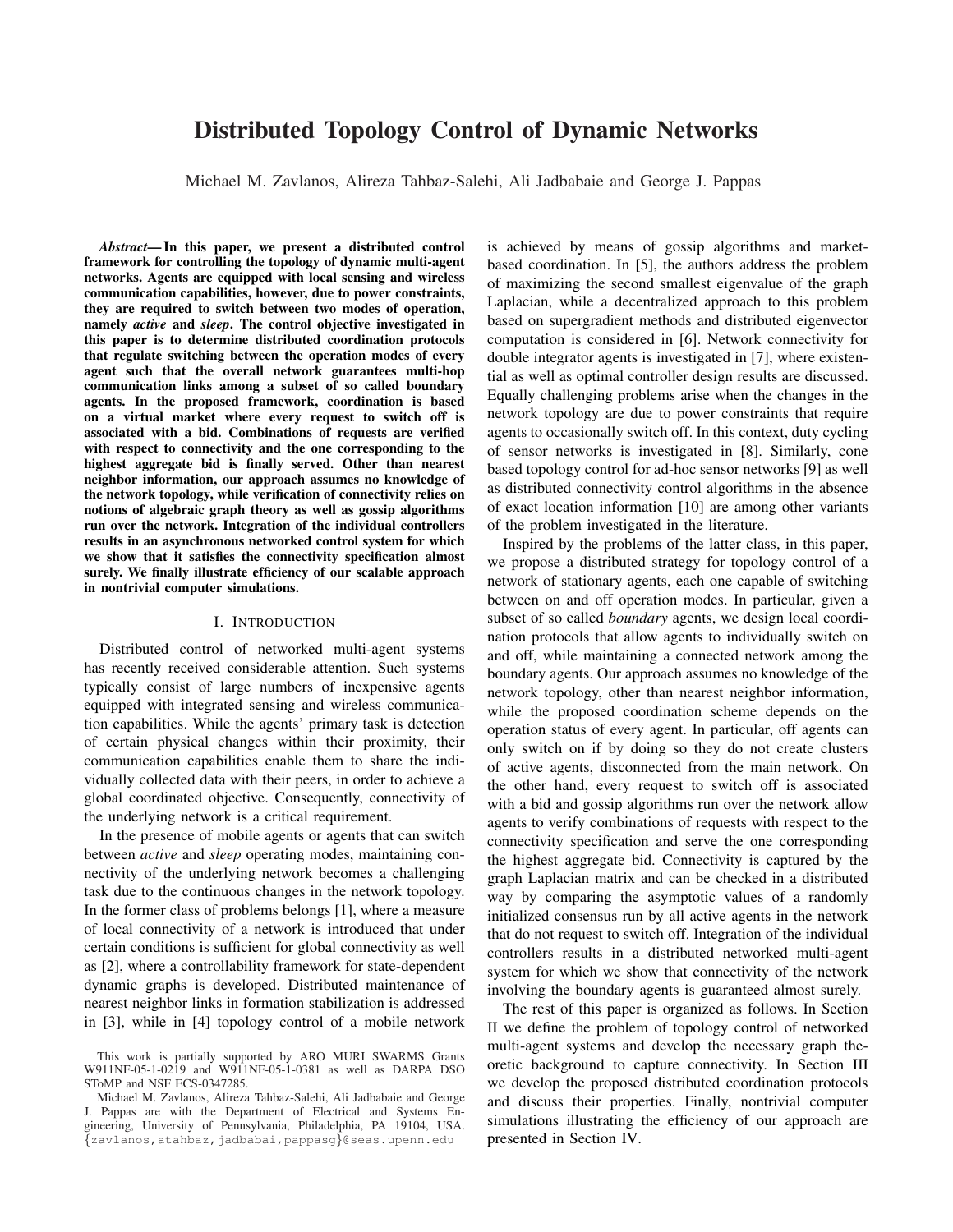# Distributed Topology Control of Dynamic Networks

Michael M. Zavlanos, Alireza Tahbaz-Salehi, Ali Jadbabaie and George J. Pappas

***Abstract*— In this paper, we present a distributed control framework for controlling the topology of dynamic multi-agent networks. Agents are equipped with local sensing and wireless communication capabilities, however, due to power constraints, they are required to switch between two modes of operation, namely *active* and *sleep*. The control objective investigated in this paper is to determine distributed coordination protocols that regulate switching between the operation modes of every agent such that the overall network guarantees multi-hop communication links among a subset of so called boundary agents. In the proposed framework, coordination is based on a virtual market where every request to switch off is associated with a bid. Combinations of requests are verified with respect to connectivity and the one corresponding to the highest aggregate bid is finally served. Other than nearest neighbor information, our approach assumes no knowledge of the network topology, while verification of connectivity relies on notions of algebraic graph theory as well as gossip algorithms run over the network. Integration of the individual controllers results in an asynchronous networked control system for which we show that it satisfies the connectivity specification almost surely. We finally illustrate efficiency of our scalable approach in nontrivial computer simulations.**

## I. Introduction

Distributed control of networked multi-agent systems has recently received considerable attention. Such systems typically consist of large numbers of inexpensive agents equipped with integrated sensing and wireless communication capabilities. While the agents' primary task is detection of certain physical changes within their proximity, their communication capabilities enable them to share the individually collected data with their peers, in order to achieve a global coordinated objective. Consequently, connectivity of the underlying network is a critical requirement.

In the presence of mobile agents or agents that can switch between *active* and *sleep* operating modes, maintaining connectivity of the underlying network becomes a challenging task due to the continuous changes in the network topology. In the former class of problems belongs [1], where a measure of local connectivity of a network is introduced that under certain conditions is sufficient for global connectivity as well as [2], where a controllability framework for state-dependent dynamic graphs is developed. Distributed maintenance of nearest neighbor links in formation stabilization is addressed in [3], while in [4] topology control of a mobile network is achieved by means of gossip algorithms and market-based coordination. In [5], the authors address the problem of maximizing the second smallest eigenvalue of the graph Laplacian, while a decentralized approach to this problem based on supergradient methods and distributed eigenvector computation is considered in [6]. Network connectivity for double integrator agents is investigated in [7], where existential as well as optimal controller design results are discussed. Equally challenging problems arise when the changes in the network topology are due to power constraints that require agents to occasionally switch off. In this context, duty cycling of sensor networks is investigated in [8]. Similarly, cone based topology control for ad-hoc sensor networks [9] as well as distributed connectivity control algorithms in the absence of exact location information [10] are among other variants of the problem investigated in the literature.

Inspired by the problems of the latter class, in this paper, we propose a distributed strategy for topology control of a network of stationary agents, each one capable of switching between on and off operation modes. In particular, given a subset of so called *boundary* agents, we design local coordination protocols that allow agents to individually switch on and off, while maintaining a connected network among the boundary agents. Our approach assumes no knowledge of the network topology, other than nearest neighbor information, while the proposed coordination scheme depends on the operation status of every agent. In particular, off agents can only switch on if by doing so they do not create clusters of active agents, disconnected from the main network. On the other hand, every request to switch off is associated with a bid and gossip algorithms run over the network allow agents to verify combinations of requests with respect to the connectivity specification and serve the one corresponding the highest aggregate bid. Connectivity is captured by the graph Laplacian matrix and can be checked in a distributed way by comparing the asymptotic values of a randomly initialized consensus run by all active agents in the network that do not request to switch off. Integration of the individual controllers results in a distributed networked multi-agent system for which we show that connectivity of the network involving the boundary agents is guaranteed almost surely.

The rest of this paper is organized as follows. In Section II we define the problem of topology control of networked multi-agent systems and develop the necessary graph theoretic background to capture connectivity. In Section III we develop the proposed distributed coordination protocols and discuss their properties. Finally, nontrivial computer simulations illustrating the efficiency of our approach are presented in Section IV.

This work is partially supported by ARO MURI SWARMS Grants W911NF-05-1-0219 and W911NF-05-1-0381 as well as DARPA DSO SToMP and NSF ECS-0347285.

Michael M. Zavlanos, Alireza Tahbaz-Salehi, Ali Jadbabaie and George J. Pappas are with the Department of Electrical and Systems Engineering, University of Pennsylvania, Philadelphia, PA 19104, USA. {zavlanos,atahbaz,jadbabai,pappasg}@seas.upenn.edu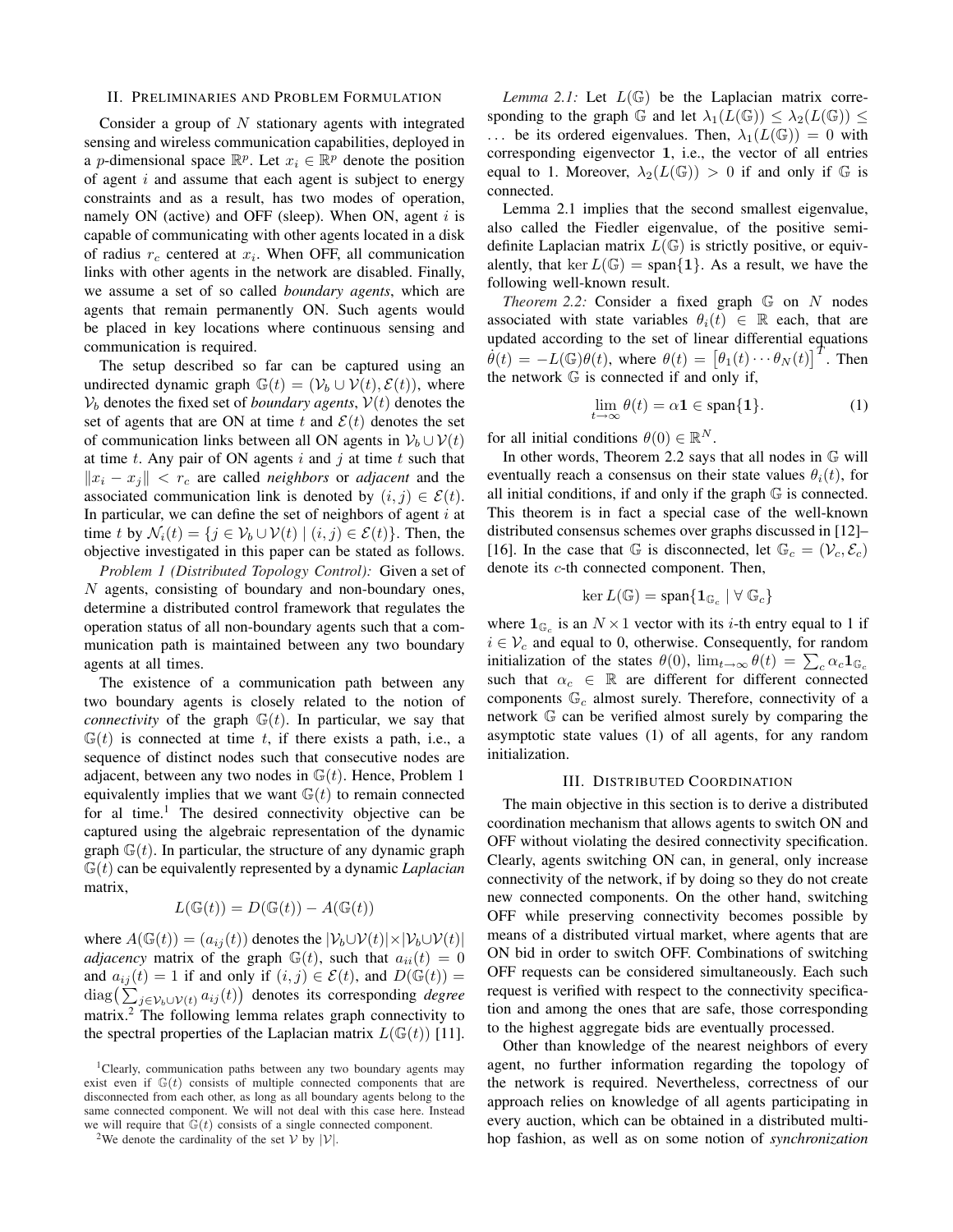## II. Preliminaries and Problem Formulation

Consider a group of $N$ stationary agents with integrated sensing and wireless communication capabilities, deployed in a $p$-dimensional space $\mathbb{R}^p$. Let $x_i \in \mathbb{R}^p$ denote the position of agent $i$ and assume that each agent is subject to energy constraints and as a result, has two modes of operation, namely ON (active) and OFF (sleep). When ON, agent $i$ is capable of communicating with other agents located in a disk of radius $r_c$ centered at $x_i$. When OFF, all communication links with other agents in the network are disabled. Finally, we assume a set of so called *boundary agents*, which are agents that remain permanently ON. Such agents would be placed in key locations where continuous sensing and communication is required.

The setup described so far can be captured using an undirected dynamic graph $\mathbb{G}(t) = (\mathcal{V}_b \cup \mathcal{V}(t), \mathcal{E}(t))$, where $\mathcal{V}_b$ denotes the fixed set of *boundary agents*, $\mathcal{V}(t)$ denotes the set of agents that are ON at time $t$ and $\mathcal{E}(t)$ denotes the set of communication links between all ON agents in $\mathcal{V}_b \cup \mathcal{V}(t)$ at time $t$. Any pair of ON agents $i$ and $j$ at time $t$ such that $\|x_i - x_j\| < r_c$ are called *neighbors* or *adjacent* and the associated communication link is denoted by $(i, j) \in \mathcal{E}(t)$. In particular, we can define the set of neighbors of agent $i$ at time $t$ by $\mathcal{N}_i(t) = \{j \in \mathcal{V}_b \cup \mathcal{V}(t) \mid (i, j) \in \mathcal{E}(t)\}$. Then, the objective investigated in this paper can be stated as follows.

*Problem 1 (Distributed Topology Control):* Given a set of $N$ agents, consisting of boundary and non-boundary ones, determine a distributed control framework that regulates the operation status of all non-boundary agents such that a communication path is maintained between any two boundary agents at all times.

The existence of a communication path between any two boundary agents is closely related to the notion of *connectivity* of the graph $\mathbb{G}(t)$. In particular, we say that $\mathbb{G}(t)$ is connected at time $t$, if there exists a path, i.e., a sequence of distinct nodes such that consecutive nodes are adjacent, between any two nodes in $\mathbb{G}(t)$. Hence, Problem 1 equivalently implies that we want $\mathbb{G}(t)$ to remain connected for al time.[1] The desired connectivity objective can be captured using the algebraic representation of the dynamic graph $\mathbb{G}(t)$. In particular, the structure of any dynamic graph $\mathbb{G}(t)$ can be equivalently represented by a dynamic *Laplacian* matrix,

$$L(\mathbb{G}(t)) = D(\mathbb{G}(t)) - A(\mathbb{G}(t))$$

where $A(\mathbb{G}(t)) = (a_{ij}(t))$ denotes the $|\mathcal{V}_b \cup \mathcal{V}(t)| \times |\mathcal{V}_b \cup \mathcal{V}(t)|$ *adjacency* matrix of the graph $\mathbb{G}(t)$, such that $a_{ii}(t) = 0$ and $a_{ij}(t) = 1$ if and only if $(i, j) \in \mathcal{E}(t)$, and $D(\mathbb{G}(t)) = \text{diag}\big(\sum_{j \in \mathcal{V}_b \cup \mathcal{V}(t)} a_{ij}(t)\big)$ denotes its corresponding *degree* matrix.[2] The following lemma relates graph connectivity to the spectral properties of the Laplacian matrix $L(\mathbb{G}(t))$ [11].

*Lemma 2.1:* Let $L(\mathbb{G})$ be the Laplacian matrix corresponding to the graph $\mathbb{G}$ and let $\lambda_1(L(\mathbb{G})) \leq \lambda_2(L(\mathbb{G})) \leq \ldots$ be its ordered eigenvalues. Then, $\lambda_1(L(\mathbb{G})) = 0$ with corresponding eigenvector $\mathbf{1}$, i.e., the vector of all entries equal to 1. Moreover, $\lambda_2(L(\mathbb{G})) > 0$ if and only if $\mathbb{G}$ is connected.

Lemma 2.1 implies that the second smallest eigenvalue, also called the Fiedler eigenvalue, of the positive semi-definite Laplacian matrix $L(\mathbb{G})$ is strictly positive, or equivalently, that $\ker L(\mathbb{G}) = \text{span}\{\mathbf{1}\}$. As a result, we have the following well-known result.

*Theorem 2.2:* Consider a fixed graph $\mathbb{G}$ on $N$ nodes associated with state variables $\theta_i(t) \in \mathbb{R}$ each, that are updated according to the set of linear differential equations $\dot{\theta}(t) = -L(\mathbb{G})\theta(t)$, where $\theta(t) = \left[\theta_1(t) \cdots \theta_N(t)\right]^T$. Then the network $\mathbb{G}$ is connected if and only if,

$$\lim_{t \to \infty} \theta(t) = \alpha \mathbf{1} \in \text{span}\{\mathbf{1}\}. \tag{1}$$

for all initial conditions $\theta(0) \in \mathbb{R}^N$.

In other words, Theorem 2.2 says that all nodes in $\mathbb{G}$ will eventually reach a consensus on their state values $\theta_i(t)$, for all initial conditions, if and only if the graph $\mathbb{G}$ is connected. This theorem is in fact a special case of the well-known distributed consensus schemes over graphs discussed in [12]–[16]. In the case that $\mathbb{G}$ is disconnected, let $\mathbb{G}_c = (\mathcal{V}_c, \mathcal{E}_c)$ denote its $c$-th connected component. Then,

$$\ker L(\mathbb{G}) = \text{span}\{\mathbf{1}_{\mathbb{G}_c} \mid \forall \, \mathbb{G}_c\}$$

where $\mathbf{1}_{\mathbb{G}_c}$ is an $N \times 1$ vector with its $i$-th entry equal to 1 if $i \in \mathcal{V}_c$ and equal to 0, otherwise. Consequently, for random initialization of the states $\theta(0)$, $\lim_{t\to\infty} \theta(t) = \sum_c \alpha_c \mathbf{1}_{\mathbb{G}_c}$ such that $\alpha_c \in \mathbb{R}$ are different for different connected components $\mathbb{G}_c$ almost surely. Therefore, connectivity of a network $\mathbb{G}$ can be verified almost surely by comparing the asymptotic state values (1) of all agents, for any random initialization.

## III. Distributed Coordination

The main objective in this section is to derive a distributed coordination mechanism that allows agents to switch ON and OFF without violating the desired connectivity specification. Clearly, agents switching ON can, in general, only increase connectivity of the network, if by doing so they do not create new connected components. On the other hand, switching OFF while preserving connectivity becomes possible by means of a distributed virtual market, where agents that are ON bid in order to switch OFF. Combinations of switching OFF requests can be considered simultaneously. Each such request is verified with respect to the connectivity specification and among the ones that are safe, those corresponding to the highest aggregate bids are eventually processed.

Other than knowledge of the nearest neighbors of every agent, no further information regarding the topology of the network is required. Nevertheless, correctness of our approach relies on knowledge of all agents participating in every auction, which can be obtained in a distributed multi-hop fashion, as well as on some notion of *synchronization*

---

[1] Clearly, communication paths between any two boundary agents may exist even if $\mathbb{G}(t)$ consists of multiple connected components that are disconnected from each other, as long as all boundary agents belong to the same connected component. We will not deal with this case here. Instead we will require that $\mathbb{G}(t)$ consists of a single connected component.

[2] We denote the cardinality of the set $\mathcal{V}$ by $|\mathcal{V}|$.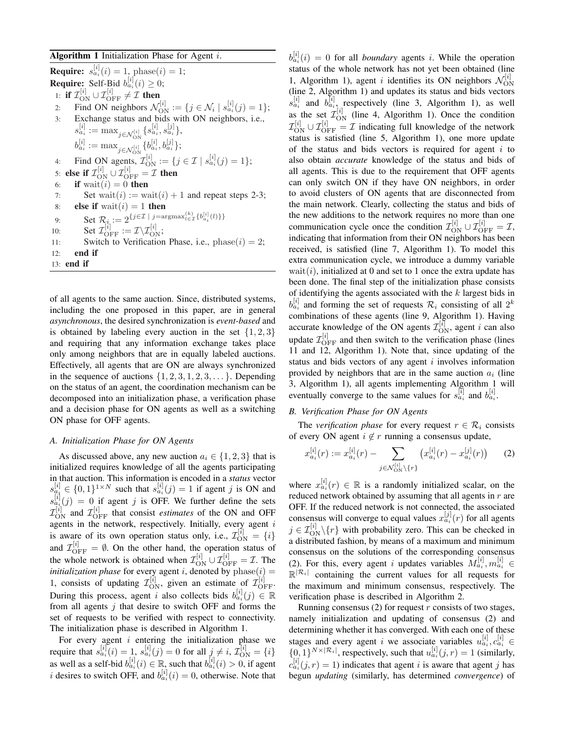**Algorithm 1** Initialization Phase for Agent $i$.

**Require:** $s_{a_i}^{[i]}(i) = 1$, $\text{phase}(i) = 1$;
**Require:** Self-Bid $b_{a_i}^{[i]}(i) \geq 0$;

1: **if** $\mathcal{I}_{\text{ON}}^{[i]} \cup \mathcal{I}_{\text{OFF}}^{[i]} \neq \mathcal{I}$ **then**
2: Find ON neighbors $\mathcal{N}_{\text{ON}}^{[i]} := \{j \in \mathcal{N}_i \mid s_{a_i}^{[i]}(j) = 1\}$;
3: Exchange status and bids with ON neighbors, i.e., $s_{a_i}^{[i]} := \max_{j \in \mathcal{N}_{\text{ON}}^{[i]}} \{s_{a_i}^{[i]}, s_{a_i}^{[j]}\}$, $b_{a_i}^{[i]} := \max_{j \in \mathcal{N}_{\text{ON}}^{[i]}} \{b_{a_i}^{[i]}, b_{a_i}^{[j]}\}$;
4: Find ON agents, $\mathcal{I}_{\text{ON}}^{[i]} := \{j \in \mathcal{I} \mid s_{a_i}^{[i]}(j) = 1\}$;
5: **else if** $\mathcal{I}_{\text{ON}}^{[i]} \cup \mathcal{I}_{\text{OFF}}^{[i]} = \mathcal{I}$ **then**
6: **if** $\text{wait}(i) = 0$ **then**
7: Set $\text{wait}(i) := \text{wait}(i) + 1$ and repeat steps 2-3;
8: **else if** $\text{wait}(i) = 1$ **then**
9: Set $\mathcal{R}_i := 2^{\{j \in \mathcal{I} \mid j = \text{argmax}_{l \in \mathcal{I}}^{(k)} \{b_{a_i}^{[i]}(l)\}\}}$
10: Set $\mathcal{I}_{\text{OFF}}^{[i]} := \mathcal{I} \backslash \mathcal{I}_{\text{ON}}^{[i]}$;
11: Switch to Verification Phase, i.e., $\text{phase}(i) = 2$;
12: **end if**
13: **end if**

of all agents to the same auction. Since, distributed systems, including the one proposed in this paper, are in general *asynchronous*, the desired synchronization is *event-based* and is obtained by labeling every auction in the set $\{1, 2, 3\}$ and requiring that any information exchange takes place only among neighbors that are in equally labeled auctions. Effectively, all agents that are ON are always synchronized in the sequence of auctions $\{1, 2, 3, 1, 2, 3, \dots\}$. Depending on the status of an agent, the coordination mechanism can be decomposed into an initialization phase, a verification phase and a decision phase for ON agents as well as a switching ON phase for OFF agents.

### A. Initialization Phase for ON Agents

As discussed above, any new auction $a_i \in \{1, 2, 3\}$ that is initialized requires knowledge of all the agents participating in that auction. This information is encoded in a *status* vector $s_{a_i}^{[i]} \in \{0, 1\}^{1 \times N}$ such that $s_{a_i}^{[i]}(j) = 1$ if agent $j$ is ON and $s_{a_i}^{[i]}(j) = 0$ if agent $j$ is OFF. We further define the sets $\mathcal{I}_{\text{ON}}^{[i]}$ and $\mathcal{I}_{\text{OFF}}^{[i]}$ that consist *estimates* of the ON and OFF agents in the network, respectively. Initially, every agent $i$ is aware of its own operation status only, i.e., $\mathcal{I}_{\text{ON}}^{[i]} = \{i\}$ and $\mathcal{I}_{\text{OFF}}^{[i]} = \emptyset$. On the other hand, the operation status of the whole network is obtained when $\mathcal{I}_{\text{ON}}^{[i]} \cup \mathcal{I}_{\text{OFF}}^{[i]} = \mathcal{I}$. The *initialization phase* for every agent $i$, denoted by $\text{phase}(i) = 1$, consists of updating $\mathcal{I}_{\text{ON}}^{[i]}$, given an estimate of $\mathcal{I}_{\text{OFF}}^{[i]}$. During this process, agent $i$ also collects bids $b_{a_i}^{[i]}(j) \in \mathbb{R}$ from all agents $j$ that desire to switch OFF and forms the set of requests to be verified with respect to connectivity. The initialization phase is described in Algorithm 1.

For every agent $i$ entering the initialization phase we require that $s_{a_i}^{[i]}(i) = 1$, $s_{a_i}^{[i]}(j) = 0$ for all $j \neq i$, $\mathcal{I}_{\text{ON}}^{[i]} = \{i\}$ as well as a self-bid $b_{a_i}^{[i]}(i) \in \mathbb{R}$, such that $b_{a_i}^{[i]}(i) > 0$, if agent $i$ desires to switch OFF, and $b_{a_i}^{[i]}(i) = 0$, otherwise. Note that $b_{a_i}^{[i]}(i) = 0$ for all *boundary* agents $i$. While the operation status of the whole network has not yet been obtained (line 1, Algorithm 1), agent $i$ identifies its ON neighbors $\mathcal{N}_{\text{ON}}^{[i]}$ (line 2, Algorithm 1) and updates its status and bids vectors $s_{a_i}^{[i]}$ and $b_{a_i}^{[i]}$, respectively (line 3, Algorithm 1), as well as the set $\mathcal{I}_{\text{ON}}^{[i]}$ (line 4, Algorithm 1). Once the condition $\mathcal{I}_{\text{ON}}^{[i]} \cup \mathcal{I}_{\text{OFF}}^{[i]} = \mathcal{I}$ indicating full knowledge of the network status is satisfied (line 5, Algorithm 1), one more update of the status and bids vectors is required for agent $i$ to also obtain *accurate* knowledge of the status and bids of all agents. This is due to the requirement that OFF agents can only switch ON if they have ON neighbors, in order to avoid clusters of ON agents that are disconnected from the main network. Clearly, collecting the status and bids of the new additions to the network requires no more than one communication cycle once the condition $\mathcal{I}_{\text{ON}}^{[i]} \cup \mathcal{I}_{\text{OFF}}^{[i]} = \mathcal{I}$, indicating that information from their ON neighbors has been received, is satisfied (line 7, Algorithm 1). To model this extra communication cycle, we introduce a dummy variable $\text{wait}(i)$, initialized at 0 and set to 1 once the extra update has been done. The final step of the initialization phase consists of identifying the agents associated with the $k$ largest bids in $b_{a_i}^{[i]}$ and forming the set of requests $\mathcal{R}_i$ consisting of all $2^k$ combinations of these agents (line 9, Algorithm 1). Having accurate knowledge of the ON agents $\mathcal{I}_{\text{ON}}^{[i]}$, agent $i$ can also update $\mathcal{I}_{\text{OFF}}^{[i]}$ and then switch to the verification phase (lines 11 and 12, Algorithm 1). Note that, since updating of the status and bids vectors of any agent $i$ involves information provided by neighbors that are in the same auction $a_i$ (line 3, Algorithm 1), all agents implementing Algorithm 1 will eventually converge to the same values for $s_{a_i}^{[i]}$ and $b_{a_i}^{[i]}$.

### B. Verification Phase for ON Agents

The *verification phase* for every request $r \in \mathcal{R}_i$ consists of every ON agent $i \notin r$ running a consensus update,

$$x_{a_i}^{[i]}(r) := x_{a_i}^{[i]}(r) - \sum_{j \in \mathcal{N}_{\text{ON}}^{[i]} \backslash \{r\}} \left(x_{a_i}^{[i]}(r) - x_{a_i}^{[j]}(r)\right) \qquad (2)$$

where $x_{a_i}^{[i]}(r) \in \mathbb{R}$ is a randomly initialized scalar, on the reduced network obtained by assuming that all agents in $r$ are OFF. If the reduced network is not connected, the associated consensus will converge to equal values $x_{a_i}^{[j]}(r)$ for all agents $j \in \mathcal{I}_{\text{ON}}^{[i]} \backslash \{r\}$ with probability zero. This can be checked in a distributed fashion, by means of a maximum and minimum consensus on the solutions of the corresponding consensus (2). For this, every agent $i$ updates variables $M_{a_i}^{[i]}, m_{a_i}^{[i]} \in \mathbb{R}^{|\mathcal{R}_i|}$ containing the current values for all requests for the maximum and minimum consensus, respectively. The verification phase is described in Algorithm 2.

Running consensus (2) for request $r$ consists of two stages, namely initialization and updating of consensus (2) and determining whether it has converged. With each one of these stages and every agent $i$ we associate variables $u_{a_i}^{[i]}, c_{a_i}^{[i]} \in \{0, 1\}^{N \times |\mathcal{R}_i|}$, respectively, such that $u_{a_i}^{[i]}(j, r) = 1$ (similarly, $c_{a_i}^{[i]}(j, r) = 1$) indicates that agent $i$ is aware that agent $j$ has begun *updating* (similarly, has determined *convergence*) of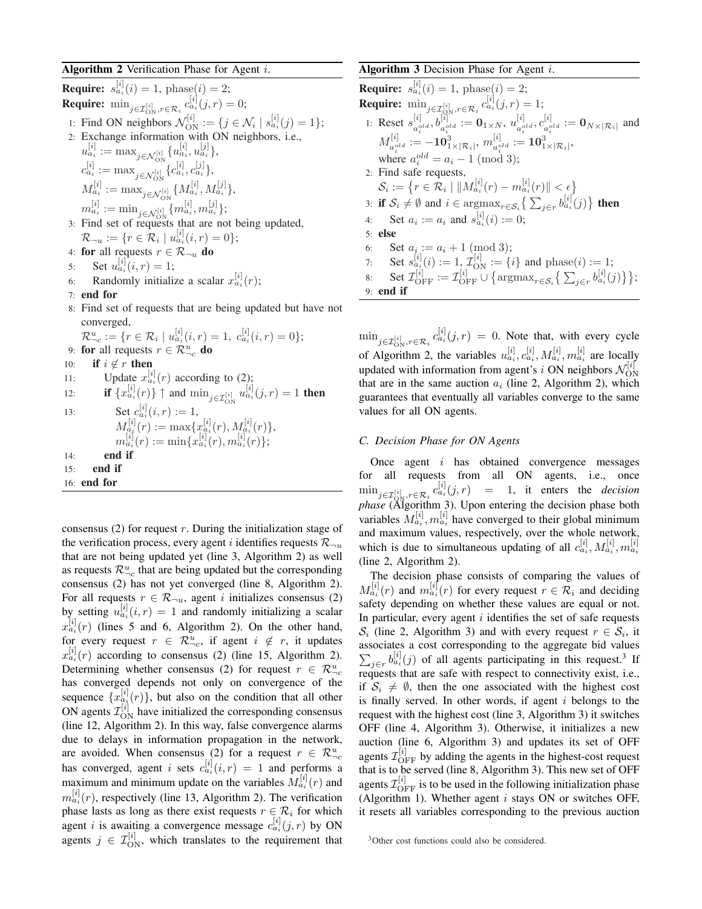**Algorithm 2** Verification Phase for Agent $i$.

**Require:** $s^{[i]}_{a_i}(i) = 1$, phase$(i) = 2$;
**Require:** $\min_{j \in \mathcal{I}^{[i]}_{\text{ON}}, r \in \mathcal{R}_i} c^{[i]}_{a_i}(j, r) = 0$;

1: Find ON neighbors $\mathcal{N}^{[i]}_{\text{ON}} := \{j \in \mathcal{N}_i \mid s^{[i]}_{a_i}(j) = 1\}$;
2: Exchange information with ON neighbors, i.e.,
   $u^{[i]}_{a_i} := \max_{j \in \mathcal{N}^{[i]}_{\text{ON}}} \{u^{[i]}_{a_i}, u^{[j]}_{a_i}\}$,
   $c^{[i]}_{a_i} := \max_{j \in \mathcal{N}^{[i]}_{\text{ON}}} \{c^{[i]}_{a_i}, c^{[j]}_{a_i}\}$,
   $M^{[i]}_{a_i} := \max_{j \in \mathcal{N}^{[i]}_{\text{ON}}} \{M^{[i]}_{a_i}, M^{[j]}_{a_i}\}$,
   $m^{[i]}_{a_i} := \min_{j \in \mathcal{N}^{[i]}_{\text{ON}}} \{m^{[i]}_{a_i}, m^{[j]}_{a_i}\}$;
3: Find set of requests that are not being updated,
   $\mathcal{R}_{\neg u} := \{r \in \mathcal{R}_i \mid u^{[i]}_{a_i}(i, r) = 0\}$;
4: **for** all requests $r \in \mathcal{R}_{\neg u}$ **do**
5: Set $u^{[i]}_{a_i}(i, r) = 1$;
6: Randomly initialize a scalar $x^{[i]}_{a_i}(r)$;
7: **end for**
8: Find set of requests that are being updated but have not converged,
   $\mathcal{R}^u_{\neg c} := \{r \in \mathcal{R}_i \mid u^{[i]}_{a_i}(i, r) = 1,\ c^{[i]}_{a_i}(i, r) = 0\}$;
9: **for** all requests $r \in \mathcal{R}^u_{\neg c}$ **do**
10: **if** $i \notin r$ **then**
11: Update $x^{[i]}_{a_i}(r)$ according to (2);
12: **if** $\{x^{[i]}_{a_i}(r)\} \uparrow$ and $\min_{j \in \mathcal{I}^{[i]}_{\text{ON}}} u^{[i]}_{a_i}(j, r) = 1$ **then**
13: Set $c^{[i]}_{a_i}(i, r) := 1$,
   $M^{[i]}_{a_i}(r) := \max\{x^{[i]}_{a_i}(r), M^{[i]}_{a_i}(r)\}$,
   $m^{[i]}_{a_i}(r) := \min\{x^{[i]}_{a_i}(r), m^{[i]}_{a_i}(r)\}$;
14: **end if**
15: **end if**
16: **end for**

consensus (2) for request $r$. During the initialization stage of the verification process, every agent $i$ identifies requests $\mathcal{R}_{\neg u}$ that are not being updated yet (line 3, Algorithm 2) as well as requests $\mathcal{R}^u_{\neg c}$ that are being updated but the corresponding consensus (2) has not yet converged (line 8, Algorithm 2). For all requests $r \in \mathcal{R}_{\neg u}$, agent $i$ initializes consensus (2) by setting $u^{[i]}_{a_i}(i, r) = 1$ and randomly initializing a scalar $x^{[i]}_{a_i}(r)$ (lines 5 and 6, Algorithm 2). On the other hand, for every request $r \in \mathcal{R}^u_{\neg c}$, if agent $i \notin r$, it updates $x^{[i]}_{a_i}(r)$ according to consensus (2) (line 15, Algorithm 2). Determining whether consensus (2) for request $r \in \mathcal{R}^u_{\neg c}$ has converged depends not only on convergence of the sequence $\{x^{[i]}_{a_i}(r)\}$, but also on the condition that all other ON agents $\mathcal{I}^{[i]}_{\text{ON}}$ have initialized the corresponding consensus (line 12, Algorithm 2). In this way, false convergence alarms due to delays in information propagation in the network, are avoided. When consensus (2) for a request $r \in \mathcal{R}^u_{\neg c}$ has converged, agent $i$ sets $c^{[i]}_{a_i}(i, r) = 1$ and performs a maximum and minimum update on the variables $M^{[i]}_{a_i}(r)$ and $m^{[i]}_{a_i}(r)$, respectively (line 13, Algorithm 2). The verification phase lasts as long as there exist requests $r \in \mathcal{R}_i$ for which agent $i$ is awaiting a convergence message $c^{[i]}_{a_i}(j, r)$ by ON agents $j \in \mathcal{I}^{[i]}_{\text{ON}}$, which translates to the requirement that $\min_{j \in \mathcal{I}^{[i]}_{\text{ON}}, r \in \mathcal{R}_i} c^{[i]}_{a_i}(j, r) = 0$. Note that, with every cycle of Algorithm 2, the variables $u^{[i]}_{a_i}, c^{[i]}_{a_i}, M^{[i]}_{a_i}, m^{[i]}_{a_i}$ are locally updated with information from agent's $i$ ON neighbors $\mathcal{N}^{[i]}_{\text{ON}}$ that are in the same auction $a_i$ (line 2, Algorithm 2), which guarantees that eventually all variables converge to the same values for all ON agents.

**Algorithm 3** Decision Phase for Agent $i$.

**Require:** $s^{[i]}_{a_i}(i) = 1$, phase$(i) = 2$;
**Require:** $\min_{j \in \mathcal{I}^{[i]}_{\text{ON}}, r \in \mathcal{R}_i} c^{[i]}_{a_i}(j, r) = 1$;

1: Reset $s^{[i]}_{a_i^{old}}, b^{[i]}_{a_i^{old}} := \mathbf{0}_{1 \times N}$, $u^{[i]}_{a_i^{old}}, c^{[i]}_{a_i^{old}} := \mathbf{0}_{N \times |\mathcal{R}_i|}$ and $M^{[i]}_{a_i^{old}} := -\mathbf{10}^3_{1 \times |\mathcal{R}_i|}$, $m^{[i]}_{a_i^{old}} := \mathbf{10}^3_{1 \times |\mathcal{R}_i|}$,
   where $a_i^{old} = a_i - 1 \pmod 3$;
2: Find safe requests,
   $\mathcal{S}_i := \{r \in \mathcal{R}_i \mid \|M^{[i]}_{a_i}(r) - m^{[i]}_{a_i}(r)\| < \epsilon\}$
3: **if** $\mathcal{S}_i \neq \emptyset$ and $i \in \operatorname{argmax}_{r \in \mathcal{S}_i} \{\sum_{j \in r} b^{[i]}_{a_i}(j)\}$ **then**
4: Set $a_i := a_i$ and $s^{[i]}_{a_i}(i) := 0$;
5: **else**
6: Set $a_i := a_i + 1 \pmod 3$;
7: Set $s^{[i]}_{a_i}(i) := 1$, $\mathcal{I}^{[i]}_{\text{ON}} := \{i\}$ and phase$(i) := 1$;
8: Set $\mathcal{I}^{[i]}_{\text{OFF}} := \mathcal{I}^{[i]}_{\text{OFF}} \cup \{\operatorname{argmax}_{r \in \mathcal{S}_i} \{\sum_{j \in r} b^{[i]}_{a_i}(j)\}\}$;
9: **end if**

### C. Decision Phase for ON Agents

Once agent $i$ has obtained convergence messages for all requests from all ON agents, i.e., once $\min_{j \in \mathcal{I}^{[i]}_{\text{ON}}, r \in \mathcal{R}_i} c^{[i]}_{a_i}(j, r) = 1$, it enters the *decision phase* (Algorithm 3). Upon entering the decision phase both variables $M^{[i]}_{a_i}, m^{[i]}_{a_i}$ have converged to their global minimum and maximum values, respectively, over the whole network, which is due to simultaneous updating of all $c^{[i]}_{a_i}, M^{[i]}_{a_i}, m^{[i]}_{a_i}$ (line 2, Algorithm 2).

The decision phase consists of comparing the values of $M^{[i]}_{a_i}(r)$ and $m^{[i]}_{a_i}(r)$ for every request $r \in \mathcal{R}_i$ and deciding safety depending on whether these values are equal or not. In particular, every agent $i$ identifies the set of safe requests $\mathcal{S}_i$ (line 2, Algorithm 3) and with every request $r \in \mathcal{S}_i$, it associates a cost corresponding to the aggregate bid values $\sum_{j \in r} b^{[i]}_{a_i}(j)$ of all agents participating in this request.[3] If requests that are safe with respect to connectivity exist, i.e., if $\mathcal{S}_i \neq \emptyset$, then the one associated with the highest cost is finally served. In other words, if agent $i$ belongs to the request with the highest cost (line 3, Algorithm 3) it switches OFF (line 4, Algorithm 3). Otherwise, it initializes a new auction (line 6, Algorithm 3) and updates its set of OFF agents $\mathcal{I}^{[i]}_{\text{OFF}}$ by adding the agents in the highest-cost request that is to be served (line 8, Algorithm 3). This new set of OFF agents $\mathcal{I}^{[i]}_{\text{OFF}}$ is to be used in the following initialization phase (Algorithm 1). Whether agent $i$ stays ON or switches OFF, it resets all variables corresponding to the previous auction

[3] Other cost functions could also be considered.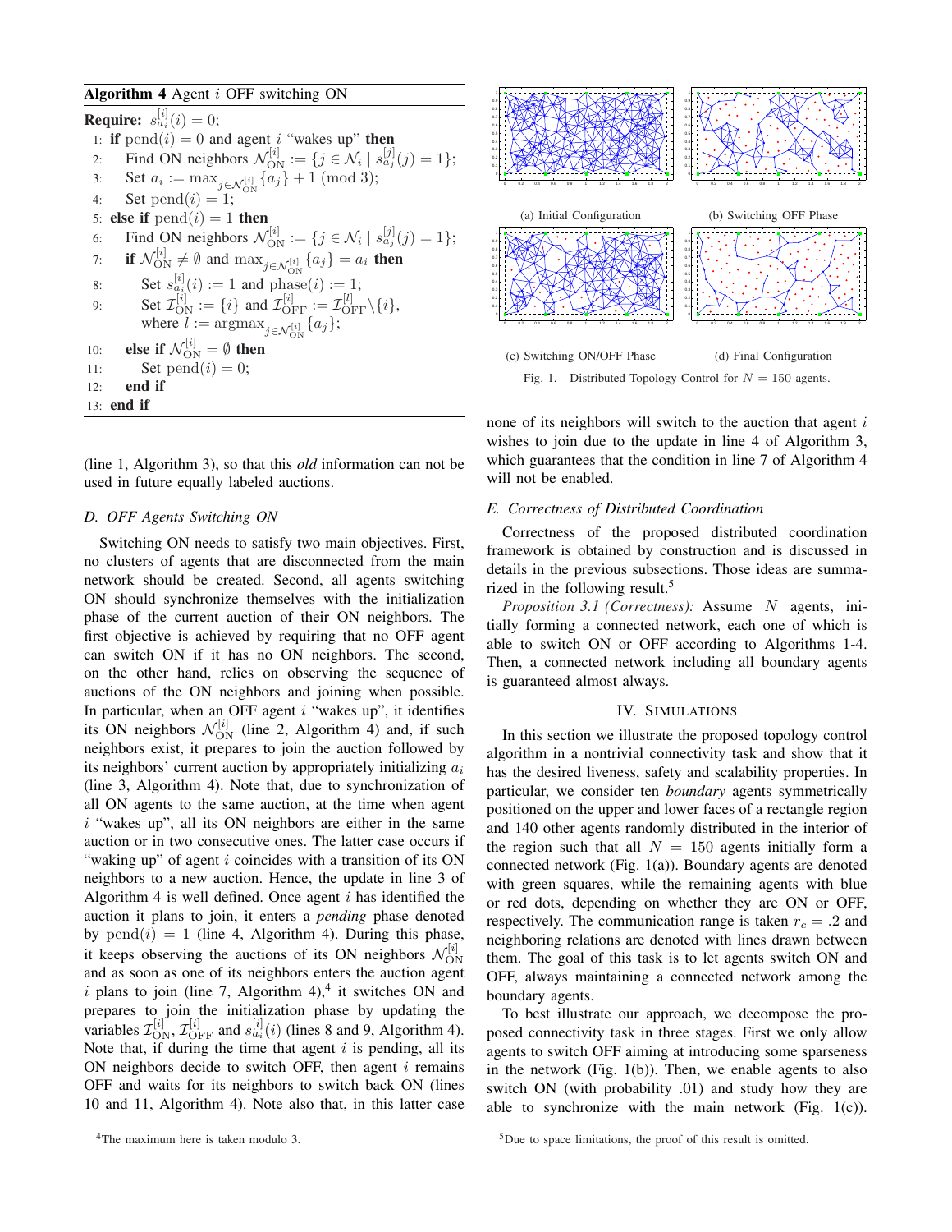**Algorithm 4** Agent $i$ OFF switching ON

**Require:** $s^{[i]}_{a_i}(i) = 0$;

1: **if** $\text{pend}(i) = 0$ and agent $i$ "wakes up" **then**
2: Find ON neighbors $\mathcal{N}^{[i]}_{\text{ON}} := \{j \in \mathcal{N}_i \mid s^{[j]}_{a_j}(j) = 1\}$;
3: Set $a_i := \max_{j \in \mathcal{N}^{[i]}_{\text{ON}}} \{a_j\} + 1 \pmod 3$;
4: Set $\text{pend}(i) = 1$;
5: **else if** $\text{pend}(i) = 1$ **then**
6: Find ON neighbors $\mathcal{N}^{[i]}_{\text{ON}} := \{j \in \mathcal{N}_i \mid s^{[j]}_{a_j}(j) = 1\}$;
7: **if** $\mathcal{N}^{[i]}_{\text{ON}} \neq \emptyset$ and $\max_{j \in \mathcal{N}^{[i]}_{\text{ON}}} \{a_j\} = a_i$ **then**
8: Set $s^{[i]}_{a_i}(i) := 1$ and $\text{phase}(i) := 1$;
9: Set $\mathcal{I}^{[i]}_{\text{ON}} := \{i\}$ and $\mathcal{I}^{[i]}_{\text{OFF}} := \mathcal{I}^{[l]}_{\text{OFF}} \backslash \{i\}$, where $l := \text{argmax}_{j \in \mathcal{N}^{[i]}_{\text{ON}}} \{a_j\}$;
10: **else if** $\mathcal{N}^{[i]}_{\text{ON}} = \emptyset$ **then**
11: Set $\text{pend}(i) = 0$;
12: **end if**
13: **end if**

(line 1, Algorithm 3), so that this *old* information can not be used in future equally labeled auctions.

### D. OFF Agents Switching ON

Switching ON needs to satisfy two main objectives. First, no clusters of agents that are disconnected from the main network should be created. Second, all agents switching ON should synchronize themselves with the initialization phase of the current auction of their ON neighbors. The first objective is achieved by requiring that no OFF agent can switch ON if it has no ON neighbors. The second, on the other hand, relies on observing the sequence of auctions of the ON neighbors and joining when possible. In particular, when an OFF agent $i$ "wakes up", it identifies its ON neighbors $\mathcal{N}^{[i]}_{\text{ON}}$ (line 2, Algorithm 4) and, if such neighbors exist, it prepares to join the auction followed by its neighbors' current auction by appropriately initializing $a_i$ (line 3, Algorithm 4). Note that, due to synchronization of all ON agents to the same auction, at the time when agent $i$ "wakes up", all its ON neighbors are either in the same auction or in two consecutive ones. The latter case occurs if "waking up" of agent $i$ coincides with a transition of its ON neighbors to a new auction. Hence, the update in line 3 of Algorithm 4 is well defined. Once agent $i$ has identified the auction it plans to join, it enters a *pending* phase denoted by $\text{pend}(i) = 1$ (line 4, Algorithm 4). During this phase, it keeps observing the auctions of its ON neighbors $\mathcal{N}^{[i]}_{\text{ON}}$ and as soon as one of its neighbors enters the auction agent $i$ plans to join (line 7, Algorithm 4),[4] it switches ON and prepares to join the initialization phase by updating the variables $\mathcal{I}^{[i]}_{\text{ON}}$, $\mathcal{I}^{[i]}_{\text{OFF}}$ and $s^{[i]}_{a_i}(i)$ (lines 8 and 9, Algorithm 4). Note that, if during the time that agent $i$ is pending, all its ON neighbors decide to switch OFF, then agent $i$ remains OFF and waits for its neighbors to switch back ON (lines 10 and 11, Algorithm 4). Note also that, in this latter case none of its neighbors will switch to the auction that agent $i$ wishes to join due to the update in line 4 of Algorithm 3, which guarantees that the condition in line 7 of Algorithm 4 will not be enabled.

[4]The maximum here is taken modulo 3.

(a) Initial Configuration (b) Switching OFF Phase

(c) Switching ON/OFF Phase (d) Final Configuration

Fig. 1. Distributed Topology Control for $N = 150$ agents.

### E. Correctness of Distributed Coordination

Correctness of the proposed distributed coordination framework is obtained by construction and is discussed in details in the previous subsections. Those ideas are summarized in the following result.[5]

*Proposition 3.1 (Correctness):* Assume $N$ agents, initially forming a connected network, each one of which is able to switch ON or OFF according to Algorithms 1-4. Then, a connected network including all boundary agents is guaranteed almost always.

## IV. Simulations

In this section we illustrate the proposed topology control algorithm in a nontrivial connectivity task and show that it has the desired liveness, safety and scalability properties. In particular, we consider ten *boundary* agents symmetrically positioned on the upper and lower faces of a rectangle region and 140 other agents randomly distributed in the interior of the region such that all $N = 150$ agents initially form a connected network (Fig. 1(a)). Boundary agents are denoted with green squares, while the remaining agents with blue or red dots, depending on whether they are ON or OFF, respectively. The communication range is taken $r_c = .2$ and neighboring relations are denoted with lines drawn between them. The goal of this task is to let agents switch ON and OFF, always maintaining a connected network among the boundary agents.

To best illustrate our approach, we decompose the proposed connectivity task in three stages. First we only allow agents to switch OFF aiming at introducing some sparseness in the network (Fig. 1(b)). Then, we enable agents to also switch ON (with probability .01) and study how they are able to synchronize with the main network (Fig. 1(c)).

[5]Due to space limitations, the proof of this result is omitted.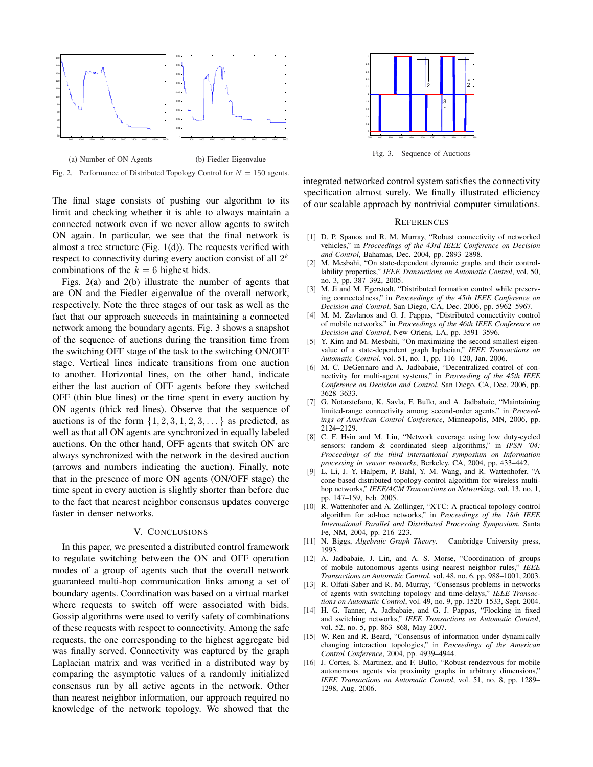(a) Number of ON Agents

(b) Fiedler Eigenvalue

Fig. 2. Performance of Distributed Topology Control for $N = 150$ agents.

Fig. 3. Sequence of Auctions

The final stage consists of pushing our algorithm to its limit and checking whether it is able to always maintain a connected network even if we never allow agents to switch ON again. In particular, we see that the final network is almost a tree structure (Fig. 1(d)). The requests verified with respect to connectivity during every auction consist of all $2^k$ combinations of the $k = 6$ highest bids.

Figs. 2(a) and 2(b) illustrate the number of agents that are ON and the Fiedler eigenvalue of the overall network, respectively. Note the three stages of our task as well as the fact that our approach succeeds in maintaining a connected network among the boundary agents. Fig. 3 shows a snapshot of the sequence of auctions during the transition time from the switching OFF stage of the task to the switching ON/OFF stage. Vertical lines indicate transitions from one auction to another. Horizontal lines, on the other hand, indicate either the last auction of OFF agents before they switched OFF (thin blue lines) or the time spent in every auction by ON agents (thick red lines). Observe that the sequence of auctions is of the form $\{1, 2, 3, 1, 2, 3, \dots\}$ as predicted, as well as that all ON agents are synchronized in equally labeled auctions. On the other hand, OFF agents that switch ON are always synchronized with the network in the desired auction (arrows and numbers indicating the auction). Finally, note that in the presence of more ON agents (ON/OFF stage) the time spent in every auction is slightly shorter than before due to the fact that nearest neighbor consensus updates converge faster in denser networks.

## V. Conclusions

In this paper, we presented a distributed control framework to regulate switching between the ON and OFF operation modes of a group of agents such that the overall network guaranteed multi-hop communication links among a set of boundary agents. Coordination was based on a virtual market where requests to switch off were associated with bids. Gossip algorithms were used to verify safety of combinations of these requests with respect to connectivity. Among the safe requests, the one corresponding to the highest aggregate bid was finally served. Connectivity was captured by the graph Laplacian matrix and was verified in a distributed way by comparing the asymptotic values of a randomly initialized consensus run by all active agents in the network. Other than nearest neighbor information, our approach required no knowledge of the network topology. We showed that the integrated networked control system satisfies the connectivity specification almost surely. We finally illustrated efficiency of our scalable approach by nontrivial computer simulations.

## References

[1] D. P. Spanos and R. M. Murray, "Robust connectivity of networked vehicles," in *Proceedings of the 43rd IEEE Conference on Decision and Control*, Bahamas, Dec. 2004, pp. 2893–2898.

[2] M. Mesbahi, "On state-dependent dynamic graphs and their controllability properties," *IEEE Transactions on Automatic Control*, vol. 50, no. 3, pp. 387–392, 2005.

[3] M. Ji and M. Egerstedt, "Distributed formation control while preserving connectedness," in *Proceedings of the 45th IEEE Conference on Decision and Control*, San Diego, CA, Dec. 2006, pp. 5962–5967.

[4] M. M. Zavlanos and G. J. Pappas, "Distributed connectivity control of mobile networks," in *Proceedings of the 46th IEEE Conference on Decision and Control*, New Orlens, LA, pp. 3591–3596.

[5] Y. Kim and M. Mesbahi, "On maximizing the second smallest eigenvalue of a state-dependent graph laplacian," *IEEE Transactions on Automatic Control*, vol. 51, no. 1, pp. 116–120, Jan. 2006.

[6] M. C. DeGennaro and A. Jadbabaie, "Decentralized control of connectivity for multi-agent systems," in *Proceeding of the 45th IEEE Conference on Decision and Control*, San Diego, CA, Dec. 2006, pp. 3628–3633.

[7] G. Notarstefano, K. Savla, F. Bullo, and A. Jadbabaie, "Maintaining limited-range connectivity among second-order agents," in *Proceedings of American Control Conference*, Minneapolis, MN, 2006, pp. 2124–2129.

[8] C. F. Hsin and M. Liu, "Network coverage using low duty-cycled sensors: random & coordinated sleep algorithms," in *IPSN '04: Proceedings of the third international symposium on Information processing in sensor networks*, Berkeley, CA, 2004, pp. 433–442.

[9] L. Li, J. Y. Halpern, P. Bahl, Y. M. Wang, and R. Wattenhofer, "A cone-based distributed topology-control algorithm for wireless multihop networks," *IEEE/ACM Transactions on Networking*, vol. 13, no. 1, pp. 147–159, Feb. 2005.

[10] R. Wattenhofer and A. Zollinger, "XTC: A practical topology control algorithm for ad-hoc networks," in *Proceedings of the 18th IEEE International Parallel and Distributed Processing Symposium*, Santa Fe, NM, 2004, pp. 216–223.

[11] N. Biggs, *Algebraic Graph Theory*. Cambridge University press, 1993.

[12] A. Jadbabaie, J. Lin, and A. S. Morse, "Coordination of groups of mobile autonomous agents using nearest neighbor rules," *IEEE Transactions on Automatic Control*, vol. 48, no. 6, pp. 988–1001, 2003.

[13] R. Olfati-Saber and R. M. Murray, "Consensus problems in networks of agents with switching topology and time-delays," *IEEE Transactions on Automatic Control*, vol. 49, no. 9, pp. 1520–1533, Sept. 2004.

[14] H. G. Tanner, A. Jadbabaie, and G. J. Pappas, "Flocking in fixed and switching networks," *IEEE Transactions on Automatic Control*, vol. 52, no. 5, pp. 863–868, May 2007.

[15] W. Ren and R. Beard, "Consensus of information under dynamically changing interaction topologies," in *Proceedings of the American Control Conference*, 2004, pp. 4939–4944.

[16] J. Cortes, S. Martinez, and F. Bullo, "Robust rendezvous for mobile autonomous agents via proximity graphs in arbitrary dimensions," *IEEE Transactions on Automatic Control*, vol. 51, no. 8, pp. 1289–1298, Aug. 2006.